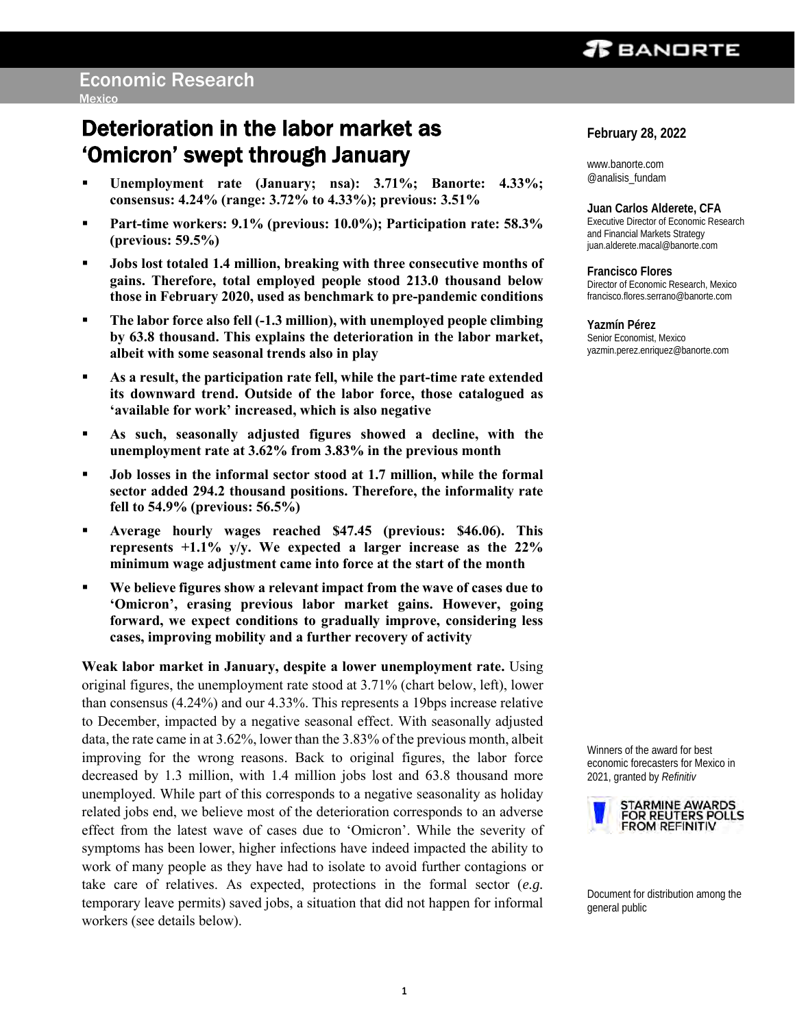Economic Research

Mexico

# Deterioration in the labor market as 'Omicron' swept through January

- **Unemployment rate (January; nsa): 3.71%; Banorte: 4.33%; consensus: 4.24% (range: 3.72% to 4.33%); previous: 3.51%**
- **Part-time workers: 9.1% (previous: 10.0%); Participation rate: 58.3% (previous: 59.5%)**
- **Jobs lost totaled 1.4 million, breaking with three consecutive months of gains. Therefore, total employed people stood 213.0 thousand below those in February 2020, used as benchmark to pre-pandemic conditions**
- **The labor force also fell (-1.3 million), with unemployed people climbing by 63.8 thousand. This explains the deterioration in the labor market, albeit with some seasonal trends also in play**
- **As a result, the participation rate fell, while the part-time rate extended its downward trend. Outside of the labor force, those catalogued as 'available for work' increased, which is also negative**
- **As such, seasonally adjusted figures showed a decline, with the unemployment rate at 3.62% from 3.83% in the previous month**
- **Job losses in the informal sector stood at 1.7 million, while the formal sector added 294.2 thousand positions. Therefore, the informality rate fell to 54.9% (previous: 56.5%)**
- **Average hourly wages reached $47.45 (previous: $46.06). This represents +1.1% y/y. We expected a larger increase as the 22% minimum wage adjustment came into force at the start of the month**
- **We believe figures show a relevant impact from the wave of cases due to 'Omicron', erasing previous labor market gains. However, going forward, we expect conditions to gradually improve, considering less cases, improving mobility and a further recovery of activity**

**Weak labor market in January, despite a lower unemployment rate.** Using original figures, the unemployment rate stood at 3.71% (chart below, left), lower than consensus (4.24%) and our 4.33%. This represents a 19bps increase relative to December, impacted by a negative seasonal effect. With seasonally adjusted data, the rate came in at 3.62%, lower than the 3.83% of the previous month, albeit improving for the wrong reasons. Back to original figures, the labor force decreased by 1.3 million, with 1.4 million jobs lost and 63.8 thousand more unemployed. While part of this corresponds to a negative seasonality as holiday related jobs end, we believe most of the deterioration corresponds to an adverse effect from the latest wave of cases due to 'Omicron'. While the severity of symptoms has been lower, higher infections have indeed impacted the ability to work of many people as they have had to isolate to avoid further contagions or take care of relatives. As expected, protections in the formal sector (*e.g.* temporary leave permits) saved jobs, a situation that did not happen for informal workers (see details below).

**February 28, 2022**

www.banorte.com
@analisis_fundam

**Juan Carlos Alderete, CFA**
Executive Director of Economic Research and Financial Markets Strategy
juan.alderete.macal@banorte.com

**Francisco Flores**
Director of Economic Research, Mexico
francisco.flores.serrano@banorte.com

**Yazmín Pérez**
Senior Economist, Mexico
yazmin.perez.enriquez@banorte.com

Winners of the award for best economic forecasters for Mexico in 2021, granted by *Refinitiv*

STARMINE AWARDS FOR REUTERS POLLS FROM REFINITIV

Document for distribution among the general public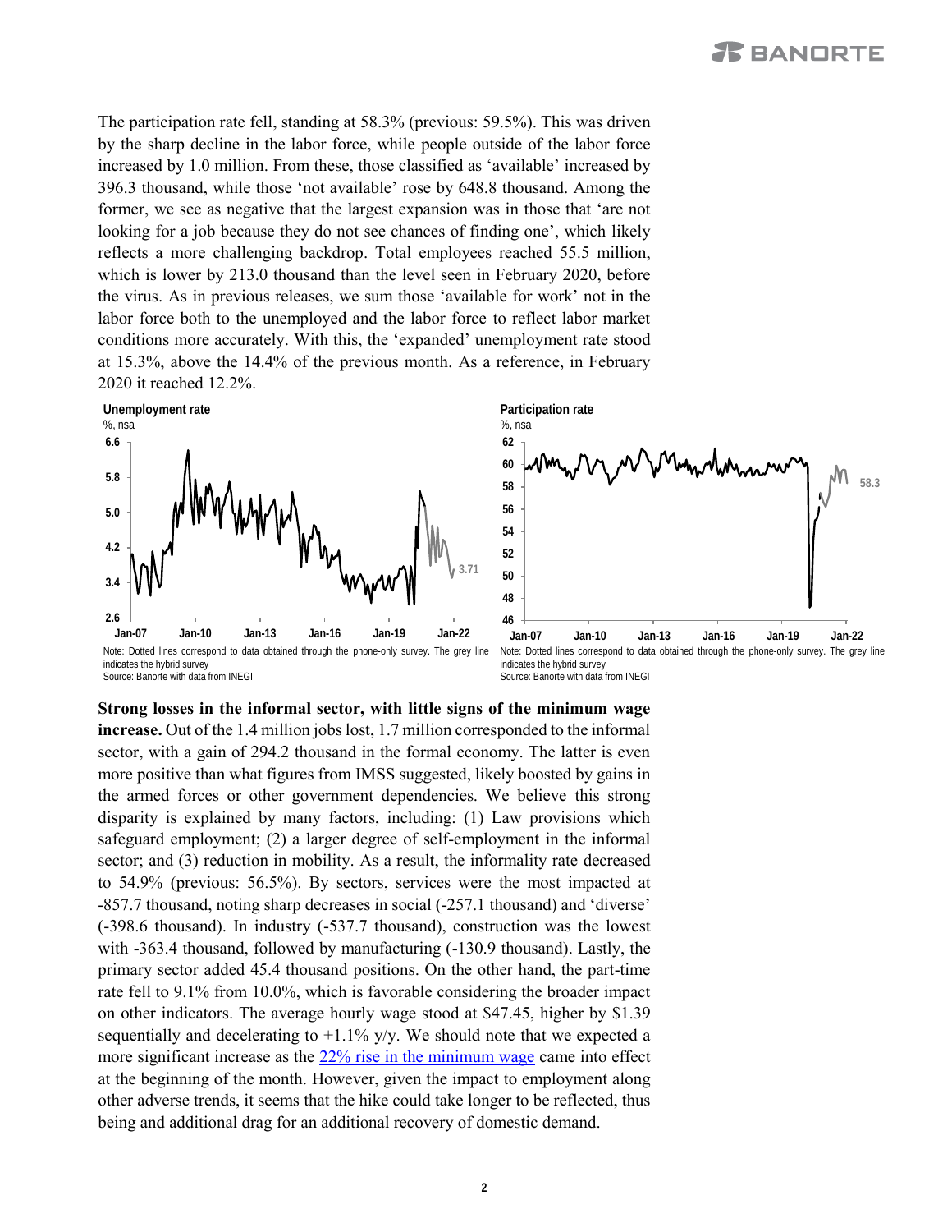The participation rate fell, standing at 58.3% (previous: 59.5%). This was driven by the sharp decline in the labor force, while people outside of the labor force increased by 1.0 million. From these, those classified as 'available' increased by 396.3 thousand, while those 'not available' rose by 648.8 thousand. Among the former, we see as negative that the largest expansion was in those that 'are not looking for a job because they do not see chances of finding one', which likely reflects a more challenging backdrop. Total employees reached 55.5 million, which is lower by 213.0 thousand than the level seen in February 2020, before the virus. As in previous releases, we sum those 'available for work' not in the labor force both to the unemployed and the labor force to reflect labor market conditions more accurately. With this, the 'expanded' unemployment rate stood at 15.3%, above the 14.4% of the previous month. As a reference, in February 2020 it reached 12.2%.

**Unemployment rate**
%, nsa

Note: Dotted lines correspond to data obtained through the phone-only survey. The grey line indicates the hybrid survey
Source: Banorte with data from INEGI

**Participation rate**
%, nsa

Note: Dotted lines correspond to data obtained through the phone-only survey. The grey line indicates the hybrid survey
Source: Banorte with data from INEGI

**Strong losses in the informal sector, with little signs of the minimum wage increase.** Out of the 1.4 million jobs lost, 1.7 million corresponded to the informal sector, with a gain of 294.2 thousand in the formal economy. The latter is even more positive than what figures from IMSS suggested, likely boosted by gains in the armed forces or other government dependencies. We believe this strong disparity is explained by many factors, including: (1) Law provisions which safeguard employment; (2) a larger degree of self-employment in the informal sector; and (3) reduction in mobility. As a result, the informality rate decreased to 54.9% (previous: 56.5%). By sectors, services were the most impacted at -857.7 thousand, noting sharp decreases in social (-257.1 thousand) and 'diverse' (-398.6 thousand). In industry (-537.7 thousand), construction was the lowest with -363.4 thousand, followed by manufacturing (-130.9 thousand). Lastly, the primary sector added 45.4 thousand positions. On the other hand, the part-time rate fell to 9.1% from 10.0%, which is favorable considering the broader impact on other indicators. The average hourly wage stood at $47.45, higher by $1.39 sequentially and decelerating to +1.1% y/y. We should note that we expected a more significant increase as the 22% rise in the minimum wage came into effect at the beginning of the month. However, given the impact to employment along other adverse trends, it seems that the hike could take longer to be reflected, thus being and additional drag for an additional recovery of domestic demand.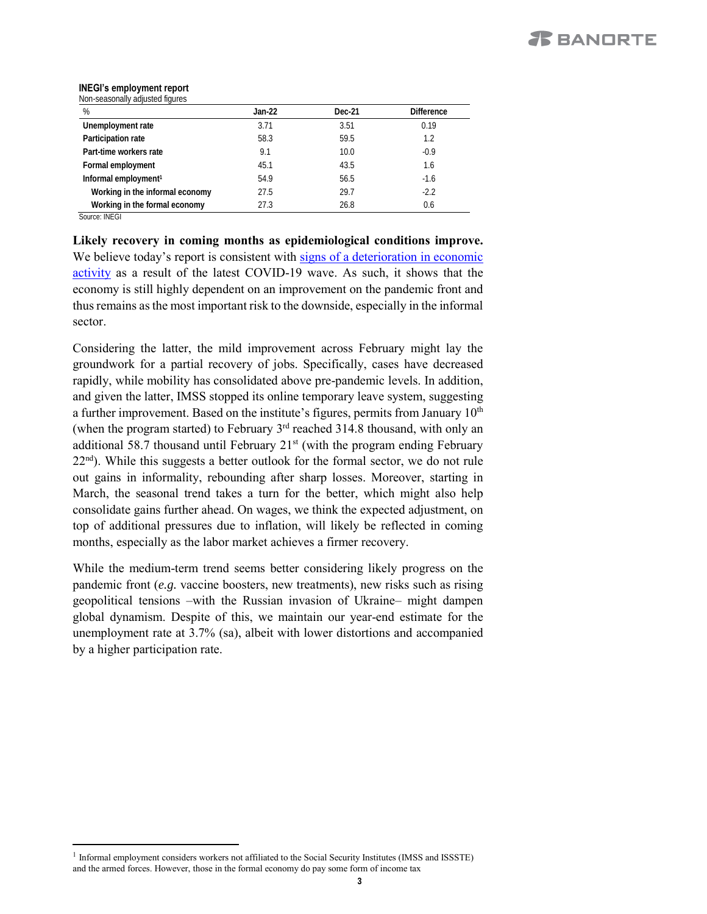**INEGI's employment report**
Non-seasonally adjusted figures

| % | Jan-22 | Dec-21 | Difference |
|---|---|---|---|
| **Unemployment rate** | 3.71 | 3.51 | 0.19 |
| **Participation rate** | 58.3 | 59.5 | 1.2 |
| **Part-time workers rate** | 9.1 | 10.0 | -0.9 |
| **Formal employment** | 45.1 | 43.5 | 1.6 |
| **Informal employment**[1] | 54.9 | 56.5 | -1.6 |
| **Working in the informal economy** | 27.5 | 29.7 | -2.2 |
| **Working in the formal economy** | 27.3 | 26.8 | 0.6 |

Source: INEGI

**Likely recovery in coming months as epidemiological conditions improve.** We believe today's report is consistent with signs of a deterioration in economic activity as a result of the latest COVID-19 wave. As such, it shows that the economy is still highly dependent on an improvement on the pandemic front and thus remains as the most important risk to the downside, especially in the informal sector.

Considering the latter, the mild improvement across February might lay the groundwork for a partial recovery of jobs. Specifically, cases have decreased rapidly, while mobility has consolidated above pre-pandemic levels. In addition, and given the latter, IMSS stopped its online temporary leave system, suggesting a further improvement. Based on the institute's figures, permits from January 10th (when the program started) to February 3rd reached 314.8 thousand, with only an additional 58.7 thousand until February 21st (with the program ending February 22nd). While this suggests a better outlook for the formal sector, we do not rule out gains in informality, rebounding after sharp losses. Moreover, starting in March, the seasonal trend takes a turn for the better, which might also help consolidate gains further ahead. On wages, we think the expected adjustment, on top of additional pressures due to inflation, will likely be reflected in coming months, especially as the labor market achieves a firmer recovery.

While the medium-term trend seems better considering likely progress on the pandemic front (*e.g.* vaccine boosters, new treatments), new risks such as rising geopolitical tensions –with the Russian invasion of Ukraine– might dampen global dynamism. Despite of this, we maintain our year-end estimate for the unemployment rate at 3.7% (sa), albeit with lower distortions and accompanied by a higher participation rate.

[1] Informal employment considers workers not affiliated to the Social Security Institutes (IMSS and ISSSTE) and the armed forces. However, those in the formal economy do pay some form of income tax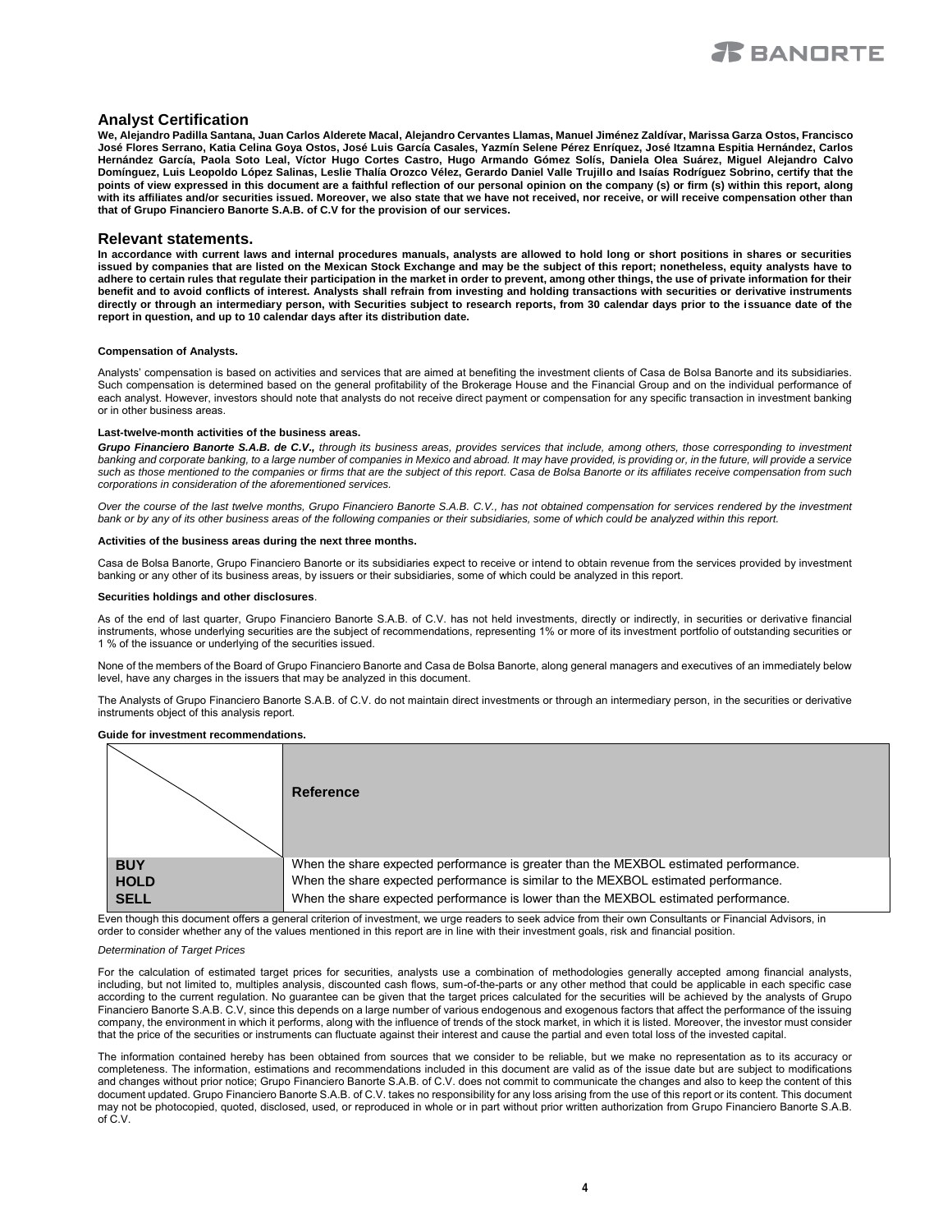## Analyst Certification

**We, Alejandro Padilla Santana, Juan Carlos Alderete Macal, Alejandro Cervantes Llamas, Manuel Jiménez Zaldívar, Marissa Garza Ostos, Francisco José Flores Serrano, Katia Celina Goya Ostos, José Luis García Casales, Yazmín Selene Pérez Enríquez, José Itzamna Espitia Hernández, Carlos Hernández García, Paola Soto Leal, Víctor Hugo Cortes Castro, Hugo Armando Gómez Solís, Daniela Olea Suárez, Miguel Alejandro Calvo Domínguez, Luis Leopoldo López Salinas, Leslie Thalía Orozco Vélez, Gerardo Daniel Valle Trujillo and Isaías Rodríguez Sobrino, certify that the points of view expressed in this document are a faithful reflection of our personal opinion on the company (s) or firm (s) within this report, along with its affiliates and/or securities issued. Moreover, we also state that we have not received, nor receive, or will receive compensation other than that of Grupo Financiero Banorte S.A.B. of C.V for the provision of our services.**

## Relevant statements.

**In accordance with current laws and internal procedures manuals, analysts are allowed to hold long or short positions in shares or securities issued by companies that are listed on the Mexican Stock Exchange and may be the subject of this report; nonetheless, equity analysts have to adhere to certain rules that regulate their participation in the market in order to prevent, among other things, the use of private information for their benefit and to avoid conflicts of interest. Analysts shall refrain from investing and holding transactions with securities or derivative instruments directly or through an intermediary person, with Securities subject to research reports, from 30 calendar days prior to the issuance date of the report in question, and up to 10 calendar days after its distribution date.**

**Compensation of Analysts.**

Analysts' compensation is based on activities and services that are aimed at benefiting the investment clients of Casa de Bolsa Banorte and its subsidiaries. Such compensation is determined based on the general profitability of the Brokerage House and the Financial Group and on the individual performance of each analyst. However, investors should note that analysts do not receive direct payment or compensation for any specific transaction in investment banking or in other business areas.

**Last-twelve-month activities of the business areas.**

***Grupo Financiero Banorte S.A.B. de C.V.,*** *through its business areas, provides services that include, among others, those corresponding to investment banking and corporate banking, to a large number of companies in Mexico and abroad. It may have provided, is providing or, in the future, will provide a service such as those mentioned to the companies or firms that are the subject of this report. Casa de Bolsa Banorte or its affiliates receive compensation from such corporations in consideration of the aforementioned services.*

*Over the course of the last twelve months, Grupo Financiero Banorte S.A.B. C.V., has not obtained compensation for services rendered by the investment bank or by any of its other business areas of the following companies or their subsidiaries, some of which could be analyzed within this report.*

**Activities of the business areas during the next three months.**

Casa de Bolsa Banorte, Grupo Financiero Banorte or its subsidiaries expect to receive or intend to obtain revenue from the services provided by investment banking or any other of its business areas, by issuers or their subsidiaries, some of which could be analyzed in this report.

**Securities holdings and other disclosures**.

As of the end of last quarter, Grupo Financiero Banorte S.A.B. of C.V. has not held investments, directly or indirectly, in securities or derivative financial instruments, whose underlying securities are the subject of recommendations, representing 1% or more of its investment portfolio of outstanding securities or 1 % of the issuance or underlying of the securities issued.

None of the members of the Board of Grupo Financiero Banorte and Casa de Bolsa Banorte, along general managers and executives of an immediately below level, have any charges in the issuers that may be analyzed in this document.

The Analysts of Grupo Financiero Banorte S.A.B. of C.V. do not maintain direct investments or through an intermediary person, in the securities or derivative instruments object of this analysis report.

**Guide for investment recommendations.**

| | **Reference** |
|---|---|
| **BUY** | When the share expected performance is greater than the MEXBOL estimated performance. |
| **HOLD** | When the share expected performance is similar to the MEXBOL estimated performance. |
| **SELL** | When the share expected performance is lower than the MEXBOL estimated performance. |

Even though this document offers a general criterion of investment, we urge readers to seek advice from their own Consultants or Financial Advisors, in order to consider whether any of the values mentioned in this report are in line with their investment goals, risk and financial position.

*Determination of Target Prices*

For the calculation of estimated target prices for securities, analysts use a combination of methodologies generally accepted among financial analysts, including, but not limited to, multiples analysis, discounted cash flows, sum-of-the-parts or any other method that could be applicable in each specific case according to the current regulation. No guarantee can be given that the target prices calculated for the securities will be achieved by the analysts of Grupo Financiero Banorte S.A.B. C.V, since this depends on a large number of various endogenous and exogenous factors that affect the performance of the issuing company, the environment in which it performs, along with the influence of trends of the stock market, in which it is listed. Moreover, the investor must consider that the price of the securities or instruments can fluctuate against their interest and cause the partial and even total loss of the invested capital.

The information contained hereby has been obtained from sources that we consider to be reliable, but we make no representation as to its accuracy or completeness. The information, estimations and recommendations included in this document are valid as of the issue date but are subject to modifications and changes without prior notice; Grupo Financiero Banorte S.A.B. of C.V. does not commit to communicate the changes and also to keep the content of this document updated. Grupo Financiero Banorte S.A.B. of C.V. takes no responsibility for any loss arising from the use of this report or its content. This document may not be photocopied, quoted, disclosed, used, or reproduced in whole or in part without prior written authorization from Grupo Financiero Banorte S.A.B. of C.V.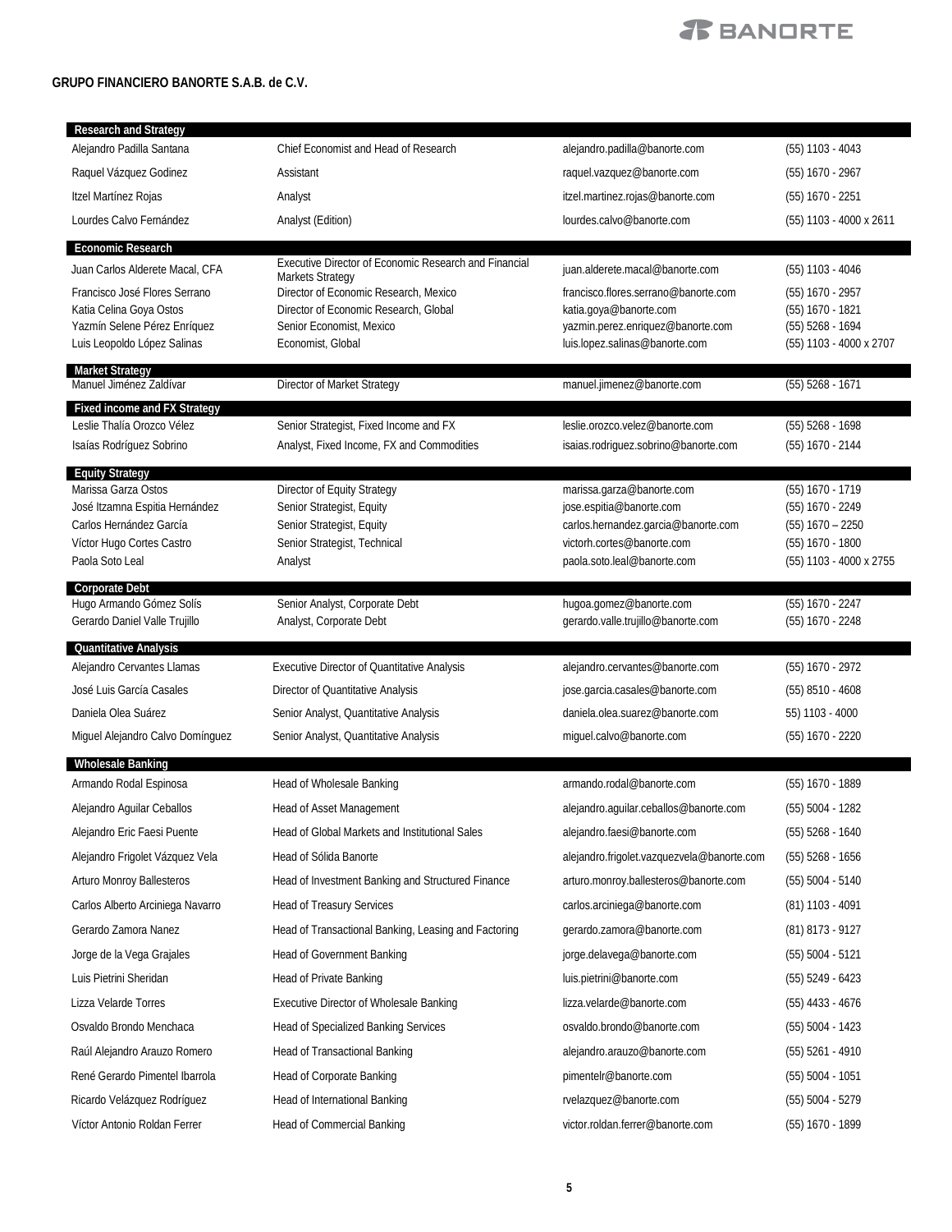**GRUPO FINANCIERO BANORTE S.A.B. de C.V.**

| | | | |
|---|---|---|---|
| **Research and Strategy** | | | |
| Alejandro Padilla Santana | Chief Economist and Head of Research | alejandro.padilla@banorte.com | (55) 1103 - 4043 |
| Raquel Vázquez Godinez | Assistant | raquel.vazquez@banorte.com | (55) 1670 - 2967 |
| Itzel Martínez Rojas | Analyst | itzel.martinez.rojas@banorte.com | (55) 1670 - 2251 |
| Lourdes Calvo Fernández | Analyst (Edition) | lourdes.calvo@banorte.com | (55) 1103 - 4000 x 2611 |
| **Economic Research** | | | |
| Juan Carlos Alderete Macal, CFA | Executive Director of Economic Research and Financial Markets Strategy | juan.alderete.macal@banorte.com | (55) 1103 - 4046 |
| Francisco José Flores Serrano | Director of Economic Research, Mexico | francisco.flores.serrano@banorte.com | (55) 1670 - 2957 |
| Katia Celina Goya Ostos | Director of Economic Research, Global | katia.goya@banorte.com | (55) 1670 - 1821 |
| Yazmín Selene Pérez Enríquez | Senior Economist, Mexico | yazmin.perez.enriquez@banorte.com | (55) 5268 - 1694 |
| Luis Leopoldo López Salinas | Economist, Global | luis.lopez.salinas@banorte.com | (55) 1103 - 4000 x 2707 |
| **Market Strategy** | | | |
| Manuel Jiménez Zaldívar | Director of Market Strategy | manuel.jimenez@banorte.com | (55) 5268 - 1671 |
| **Fixed income and FX Strategy** | | | |
| Leslie Thalía Orozco Vélez | Senior Strategist, Fixed Income and FX | leslie.orozco.velez@banorte.com | (55) 5268 - 1698 |
| Isaías Rodríguez Sobrino | Analyst, Fixed Income, FX and Commodities | isaias.rodriguez.sobrino@banorte.com | (55) 1670 - 2144 |
| **Equity Strategy** | | | |
| Marissa Garza Ostos | Director of Equity Strategy | marissa.garza@banorte.com | (55) 1670 - 1719 |
| José Itzamna Espitia Hernández | Senior Strategist, Equity | jose.espitia@banorte.com | (55) 1670 - 2249 |
| Carlos Hernández García | Senior Strategist, Equity | carlos.hernandez.garcia@banorte.com | (55) 1670 – 2250 |
| Víctor Hugo Cortes Castro | Senior Strategist, Technical | victorh.cortes@banorte.com | (55) 1670 - 1800 |
| Paola Soto Leal | Analyst | paola.soto.leal@banorte.com | (55) 1103 - 4000 x 2755 |
| **Corporate Debt** | | | |
| Hugo Armando Gómez Solís | Senior Analyst, Corporate Debt | hugoa.gomez@banorte.com | (55) 1670 - 2247 |
| Gerardo Daniel Valle Trujillo | Analyst, Corporate Debt | gerardo.valle.trujillo@banorte.com | (55) 1670 - 2248 |
| **Quantitative Analysis** | | | |
| Alejandro Cervantes Llamas | Executive Director of Quantitative Analysis | alejandro.cervantes@banorte.com | (55) 1670 - 2972 |
| José Luis García Casales | Director of Quantitative Analysis | jose.garcia.casales@banorte.com | (55) 8510 - 4608 |
| Daniela Olea Suárez | Senior Analyst, Quantitative Analysis | daniela.olea.suarez@banorte.com | 55) 1103 - 4000 |
| Miguel Alejandro Calvo Domínguez | Senior Analyst, Quantitative Analysis | miguel.calvo@banorte.com | (55) 1670 - 2220 |
| **Wholesale Banking** | | | |
| Armando Rodal Espinosa | Head of Wholesale Banking | armando.rodal@banorte.com | (55) 1670 - 1889 |
| Alejandro Aguilar Ceballos | Head of Asset Management | alejandro.aguilar.ceballos@banorte.com | (55) 5004 - 1282 |
| Alejandro Eric Faesi Puente | Head of Global Markets and Institutional Sales | alejandro.faesi@banorte.com | (55) 5268 - 1640 |
| Alejandro Frigolet Vázquez Vela | Head of Sólida Banorte | alejandro.frigolet.vazquezvela@banorte.com | (55) 5268 - 1656 |
| Arturo Monroy Ballesteros | Head of Investment Banking and Structured Finance | arturo.monroy.ballesteros@banorte.com | (55) 5004 - 5140 |
| Carlos Alberto Arciniega Navarro | Head of Treasury Services | carlos.arciniega@banorte.com | (81) 1103 - 4091 |
| Gerardo Zamora Nanez | Head of Transactional Banking, Leasing and Factoring | gerardo.zamora@banorte.com | (81) 8173 - 9127 |
| Jorge de la Vega Grajales | Head of Government Banking | jorge.delavega@banorte.com | (55) 5004 - 5121 |
| Luis Pietrini Sheridan | Head of Private Banking | luis.pietrini@banorte.com | (55) 5249 - 6423 |
| Lizza Velarde Torres | Executive Director of Wholesale Banking | lizza.velarde@banorte.com | (55) 4433 - 4676 |
| Osvaldo Brondo Menchaca | Head of Specialized Banking Services | osvaldo.brondo@banorte.com | (55) 5004 - 1423 |
| Raúl Alejandro Arauzo Romero | Head of Transactional Banking | alejandro.arauzo@banorte.com | (55) 5261 - 4910 |
| René Gerardo Pimentel Ibarrola | Head of Corporate Banking | pimentelr@banorte.com | (55) 5004 - 1051 |
| Ricardo Velázquez Rodríguez | Head of International Banking | rvelazquez@banorte.com | (55) 5004 - 5279 |
| Víctor Antonio Roldan Ferrer | Head of Commercial Banking | victor.roldan.ferrer@banorte.com | (55) 1670 - 1899 |